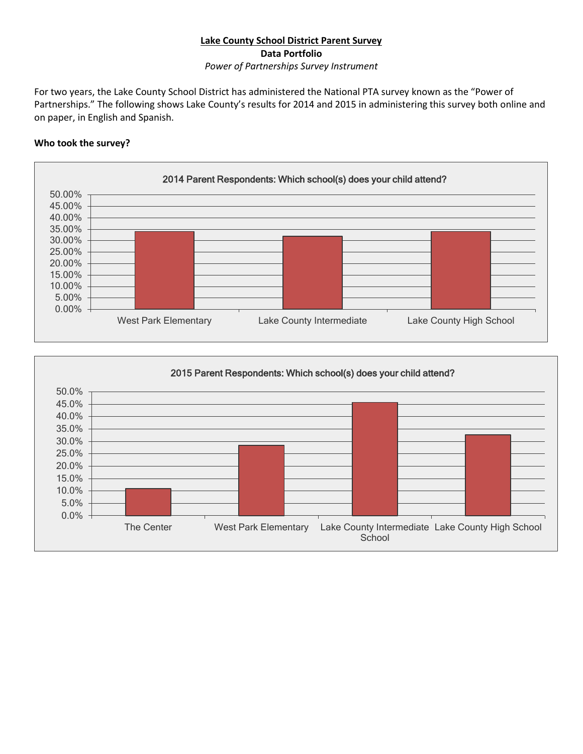**Lake County School District Parent Survey**

**Data Portfolio**

*Power of Partnerships Survey Instrument*

For two years, the Lake County School District has administered the National PTA survey known as the "Power of Partnerships." The following shows Lake County's results for 2014 and 2015 in administering this survey both online and on paper, in English and Spanish.

**Who took the survey?**

2014 Parent Respondents: Which school(s) does your child attend?

2015 Parent Respondents: Which school(s) does your child attend?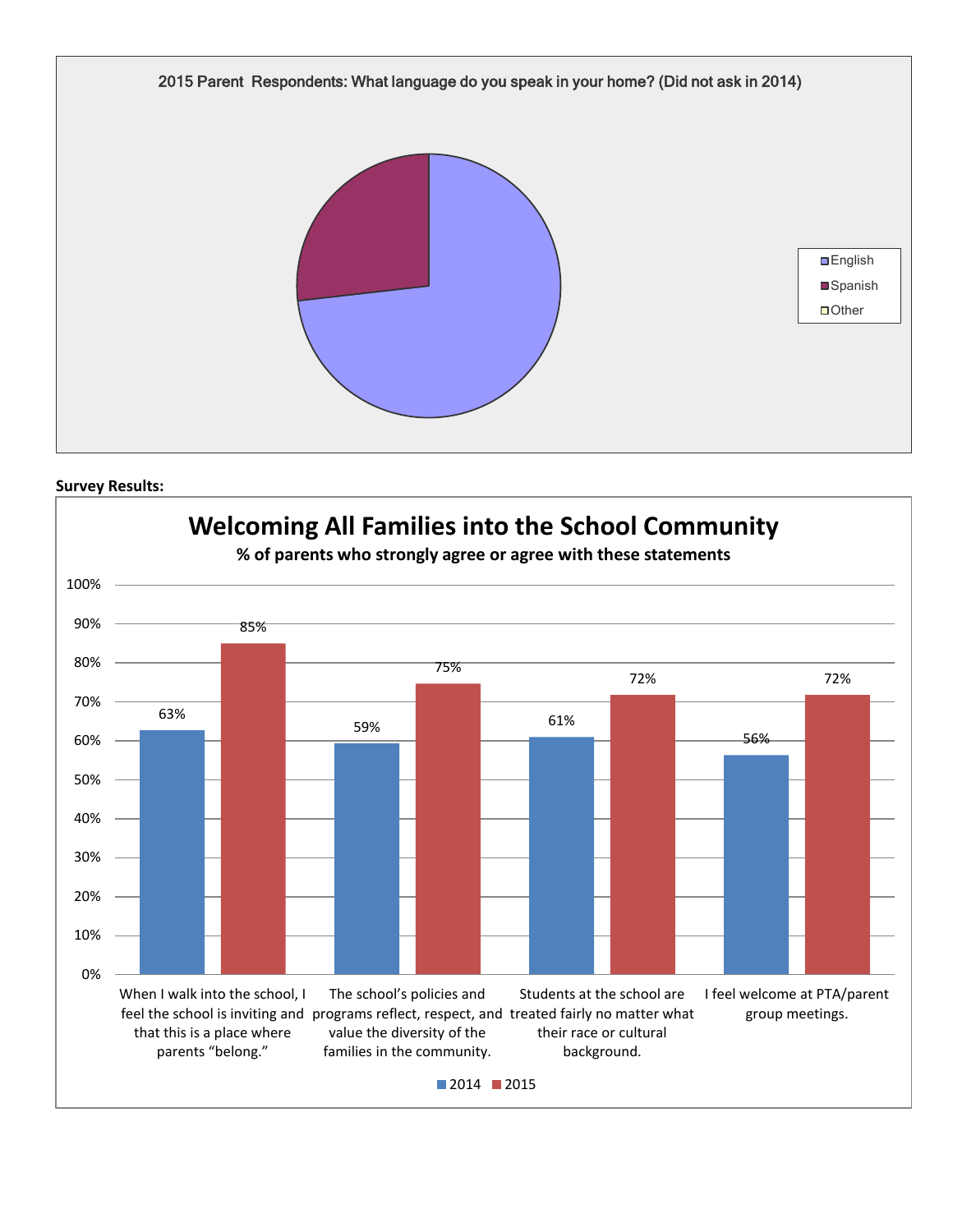2015 Parent Respondents: What language do you speak in your home? (Did not ask in 2014)

- English
- Spanish
- Other

**Survey Results:**

## Welcoming All Families into the School Community

**% of parents who strongly agree or agree with these statements**

| Statement | 2014 | 2015 |
|---|---|---|
| When I walk into the school, I feel the school is inviting and that this is a place where parents "belong." | 63% | 85% |
| The school's policies and programs reflect, respect, and value the diversity of the families in the community. | 59% | 75% |
| Students at the school are treated fairly no matter what their race or cultural background. | 61% | 72% |
| I feel welcome at PTA/parent group meetings. | 56% | 72% |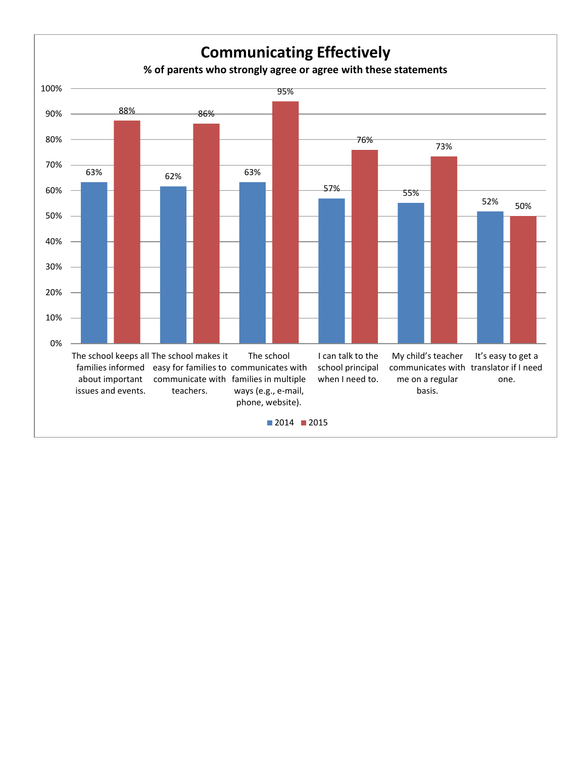# Communicating Effectively

**% of parents who strongly agree or agree with these statements**

| Statement | 2014 | 2015 |
|---|---|---|
| The school keeps all families informed about important issues and events. | 63% | 88% |
| The school makes it easy for families to communicate with teachers. | 62% | 86% |
| The school communicates with families in multiple ways (e.g., e-mail, phone, website). | 63% | 95% |
| I can talk to the school principal when I need to. | 57% | 76% |
| My child's teacher communicates with me on a regular basis. | 55% | 73% |
| It's easy to get a translator if I need one. | 52% | 50% |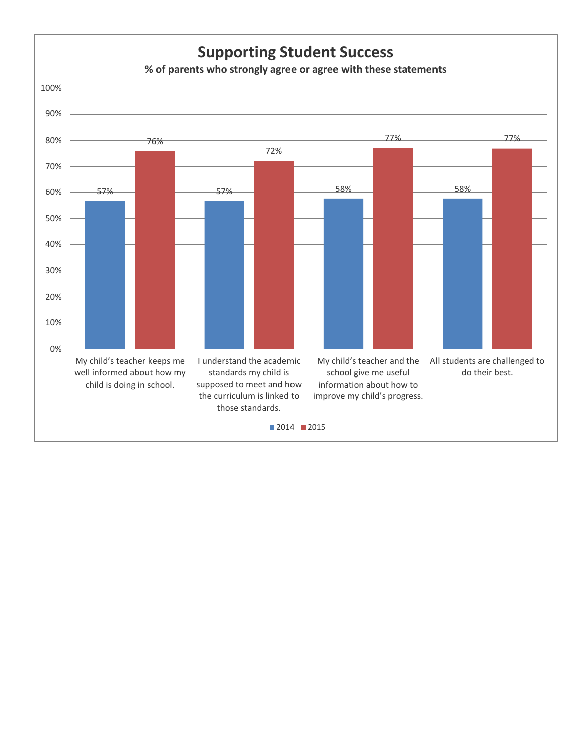## Supporting Student Success

**% of parents who strongly agree or agree with these statements**

| Statement | 2014 | 2015 |
|---|---|---|
| My child's teacher keeps me well informed about how my child is doing in school. | 57% | 76% |
| I understand the academic standards my child is supposed to meet and how the curriculum is linked to those standards. | 57% | 72% |
| My child's teacher and the school give me useful information about how to improve my child's progress. | 58% | 77% |
| All students are challenged to do their best. | 58% | 77% |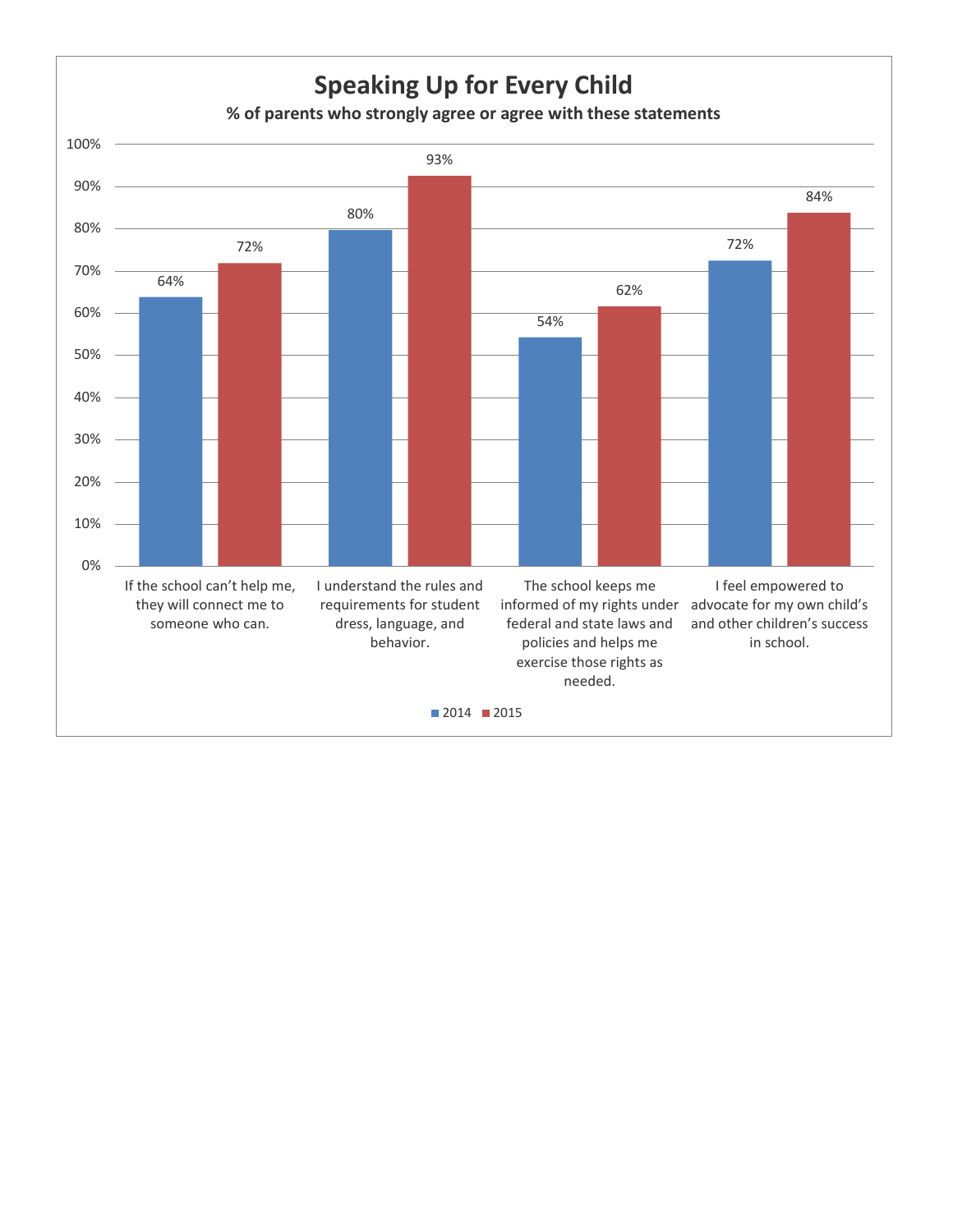## Speaking Up for Every Child

**% of parents who strongly agree or agree with these statements**

| Statement | 2014 | 2015 |
|---|---|---|
| If the school can't help me, they will connect me to someone who can. | 64% | 72% |
| I understand the rules and requirements for student dress, language, and behavior. | 80% | 93% |
| The school keeps me informed of my rights under federal and state laws and policies and helps me exercise those rights as needed. | 54% | 62% |
| I feel empowered to advocate for my own child's and other children's success in school. | 72% | 84% |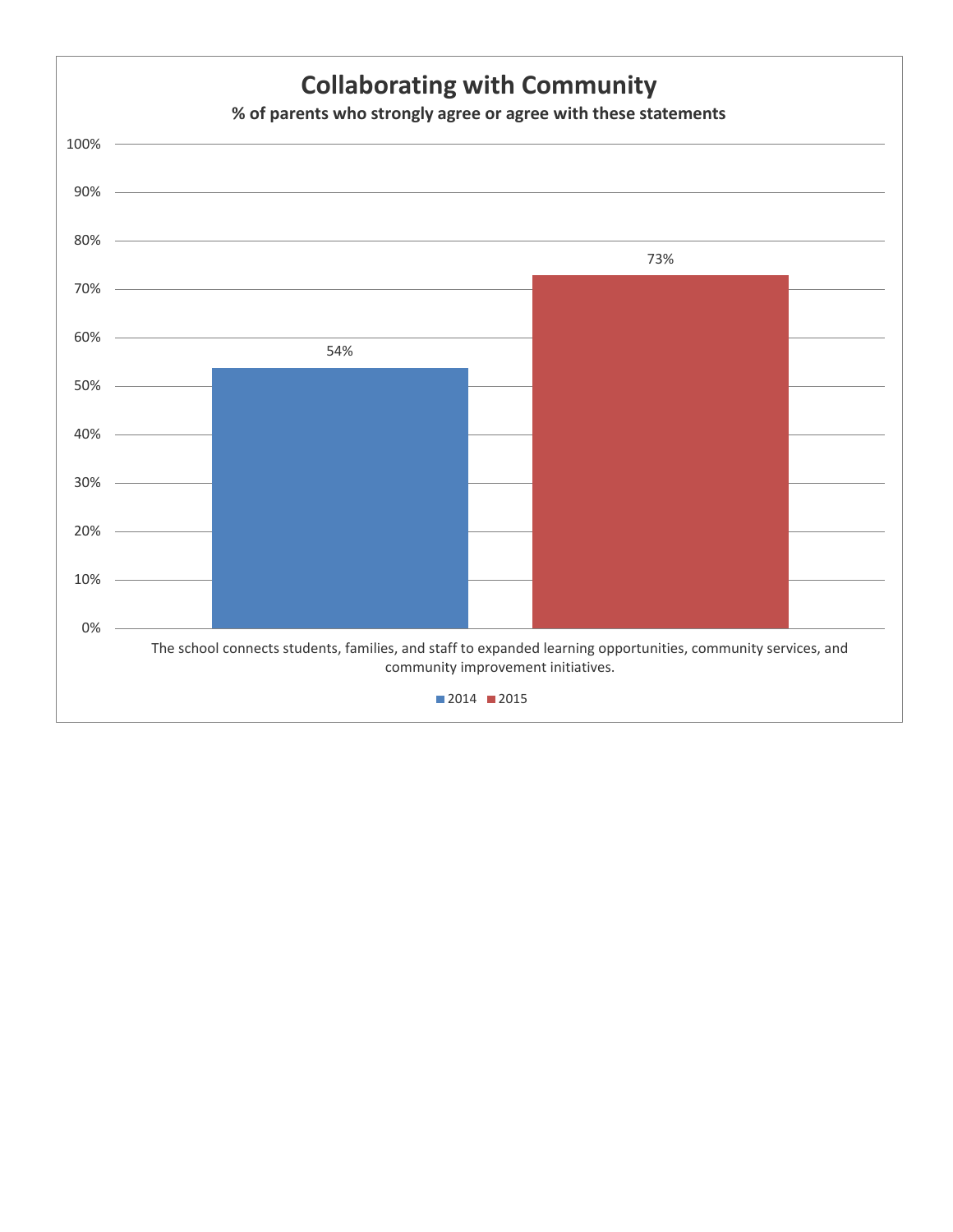# Collaborating with Community

**% of parents who strongly agree or agree with these statements**

100%
90%
80%
70%
60%
50%
40%
30%
20%
10%
0%

54%
73%

The school connects students, families, and staff to expanded learning opportunities, community services, and community improvement initiatives.

2014
2015